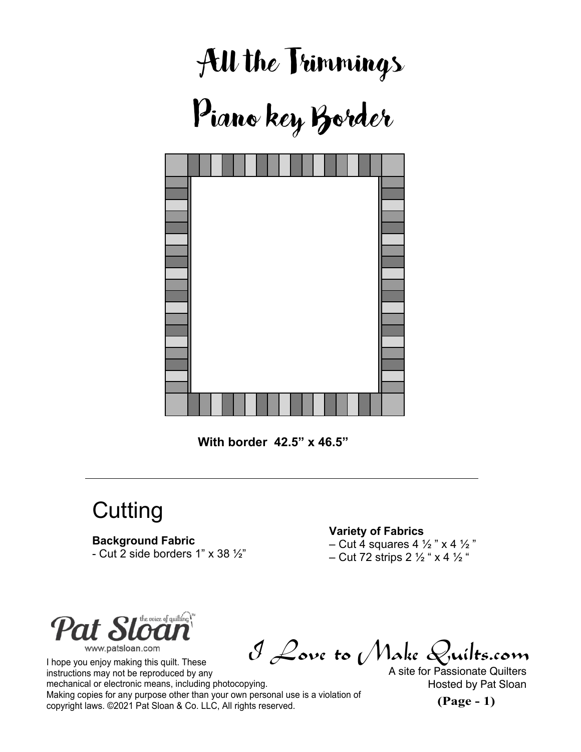# All the Trimmings

# Piano key Border

**With border 42.5" x 46.5"**

---

## Cutting

**Background Fabric**
- Cut 2 side borders 1" x 38 ½"

**Variety of Fabrics**
– Cut 4 squares 4 ½ " x 4 ½ "
– Cut 72 strips 2 ½ " x 4 ½ "

Pat Sloan the voice of quilting™
www.patsloan.com

I hope you enjoy making this quilt. These instructions may not be reproduced by any mechanical or electronic means, including photocopying. Making copies for any purpose other than your own personal use is a violation of copyright laws. ©2021 Pat Sloan & Co. LLC, All rights reserved.

I Love to Make Quilts.com
A site for Passionate Quilters
Hosted by Pat Sloan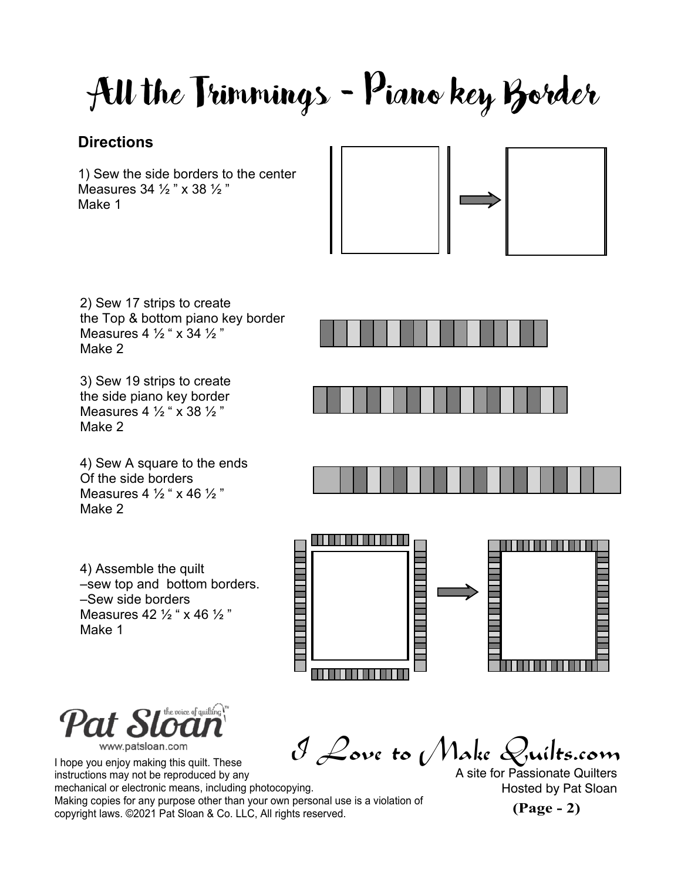# All the Trimmings - Piano key Border

## Directions

1) Sew the side borders to the center
Measures 34 ½ " x 38 ½ "
Make 1

2) Sew 17 strips to create
the Top & bottom piano key border
Measures 4 ½ " x 34 ½ "
Make 2

3) Sew 19 strips to create
the side piano key border
Measures 4 ½ " x 38 ½ "
Make 2

4) Sew A square to the ends
Of the side borders
Measures 4 ½ " x 46 ½ "
Make 2

4) Assemble the quilt
–sew top and bottom borders.
–Sew side borders
Measures 42 ½ " x 46 ½ "
Make 1

Pat Sloan the voice of quilting™
www.patsloan.com

I hope you enjoy making this quilt. These instructions may not be reproduced by any mechanical or electronic means, including photocopying. Making copies for any purpose other than your own personal use is a violation of copyright laws. ©2021 Pat Sloan & Co. LLC, All rights reserved.

I Love to Make Quilts.com
A site for Passionate Quilters
Hosted by Pat Sloan